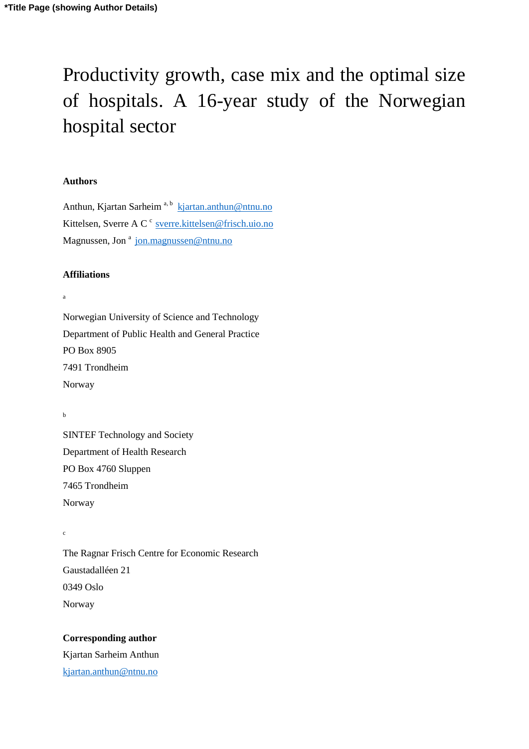*Title Page (showing Author Details)

# Productivity growth, case mix and the optimal size of hospitals. A 16-year study of the Norwegian hospital sector

**Authors**

Anthun, Kjartan Sarheim [a, b] kjartan.anthun@ntnu.no

Kittelsen, Sverre A C [c] sverre.kittelsen@frisch.uio.no

Magnussen, Jon [a] jon.magnussen@ntnu.no

**Affiliations**

[a]

Norwegian University of Science and Technology
Department of Public Health and General Practice
PO Box 8905
7491 Trondheim
Norway

[b]

SINTEF Technology and Society
Department of Health Research
PO Box 4760 Sluppen
7465 Trondheim
Norway

[c]

The Ragnar Frisch Centre for Economic Research
Gaustadalléen 21
0349 Oslo
Norway

**Corresponding author**

Kjartan Sarheim Anthun

kjartan.anthun@ntnu.no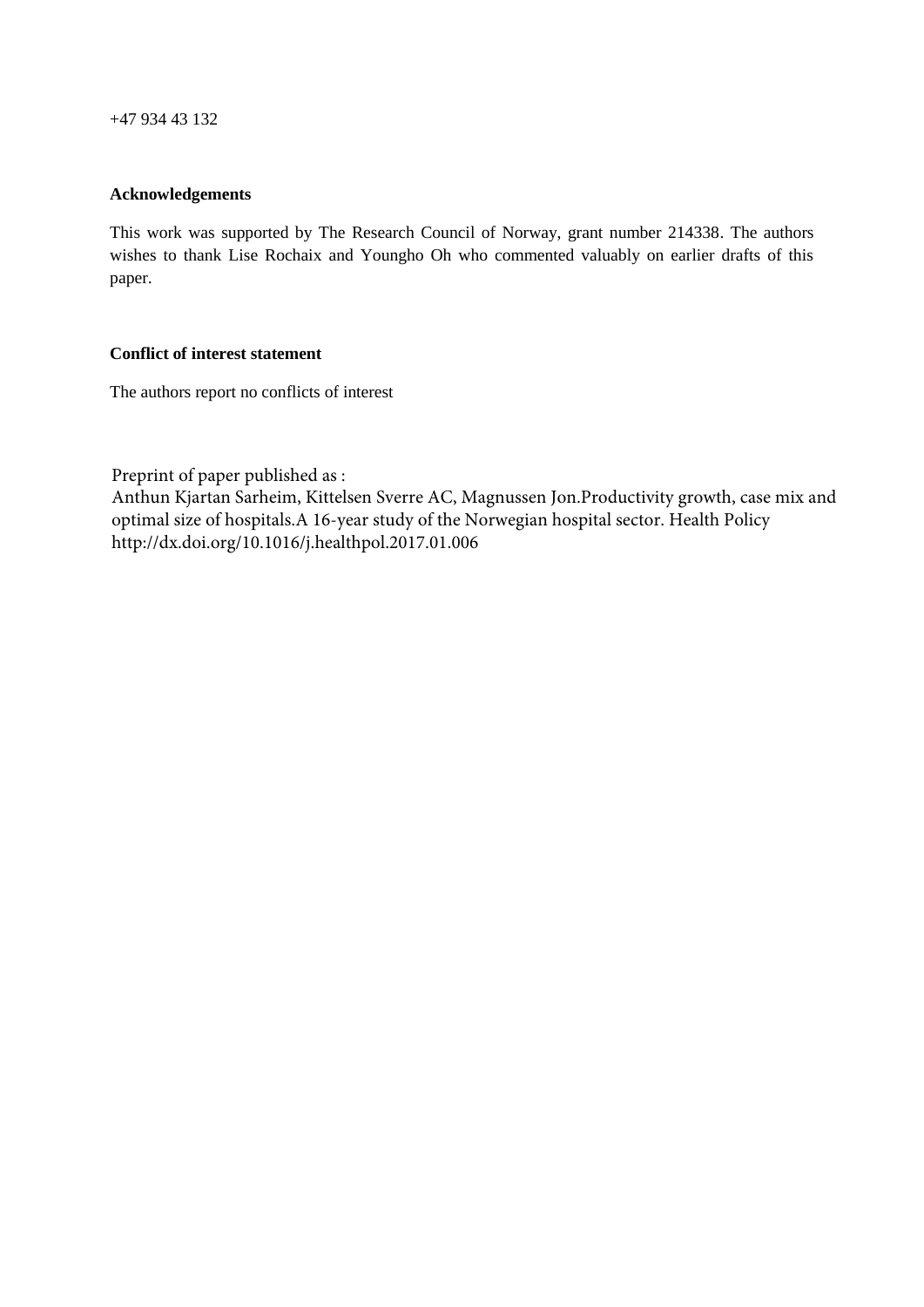+47 934 43 132

**Acknowledgements**

This work was supported by The Research Council of Norway, grant number 214338. The authors wishes to thank Lise Rochaix and Youngho Oh who commented valuably on earlier drafts of this paper.

**Conflict of interest statement**

The authors report no conflicts of interest

Preprint of paper published as :
Anthun Kjartan Sarheim, Kittelsen Sverre AC, Magnussen Jon.Productivity growth, case mix and optimal size of hospitals.A 16-year study of the Norwegian hospital sector. Health Policy http://dx.doi.org/10.1016/j.healthpol.2017.01.006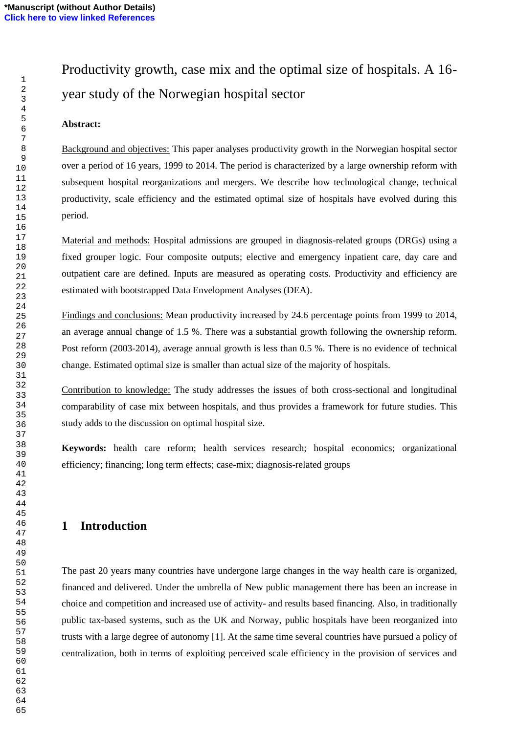# Productivity growth, case mix and the optimal size of hospitals. A 16-year study of the Norwegian hospital sector

**Abstract:**

Background and objectives: This paper analyses productivity growth in the Norwegian hospital sector over a period of 16 years, 1999 to 2014. The period is characterized by a large ownership reform with subsequent hospital reorganizations and mergers. We describe how technological change, technical productivity, scale efficiency and the estimated optimal size of hospitals have evolved during this period.

Material and methods: Hospital admissions are grouped in diagnosis-related groups (DRGs) using a fixed grouper logic. Four composite outputs; elective and emergency inpatient care, day care and outpatient care are defined. Inputs are measured as operating costs. Productivity and efficiency are estimated with bootstrapped Data Envelopment Analyses (DEA).

Findings and conclusions: Mean productivity increased by 24.6 percentage points from 1999 to 2014, an average annual change of 1.5 %. There was a substantial growth following the ownership reform. Post reform (2003-2014), average annual growth is less than 0.5 %. There is no evidence of technical change. Estimated optimal size is smaller than actual size of the majority of hospitals.

Contribution to knowledge: The study addresses the issues of both cross-sectional and longitudinal comparability of case mix between hospitals, and thus provides a framework for future studies. This study adds to the discussion on optimal hospital size.

**Keywords:** health care reform; health services research; hospital economics; organizational efficiency; financing; long term effects; case-mix; diagnosis-related groups

## 1 Introduction

The past 20 years many countries have undergone large changes in the way health care is organized, financed and delivered. Under the umbrella of New public management there has been an increase in choice and competition and increased use of activity- and results based financing. Also, in traditionally public tax-based systems, such as the UK and Norway, public hospitals have been reorganized into trusts with a large degree of autonomy [1]. At the same time several countries have pursued a policy of centralization, both in terms of exploiting perceived scale efficiency in the provision of services and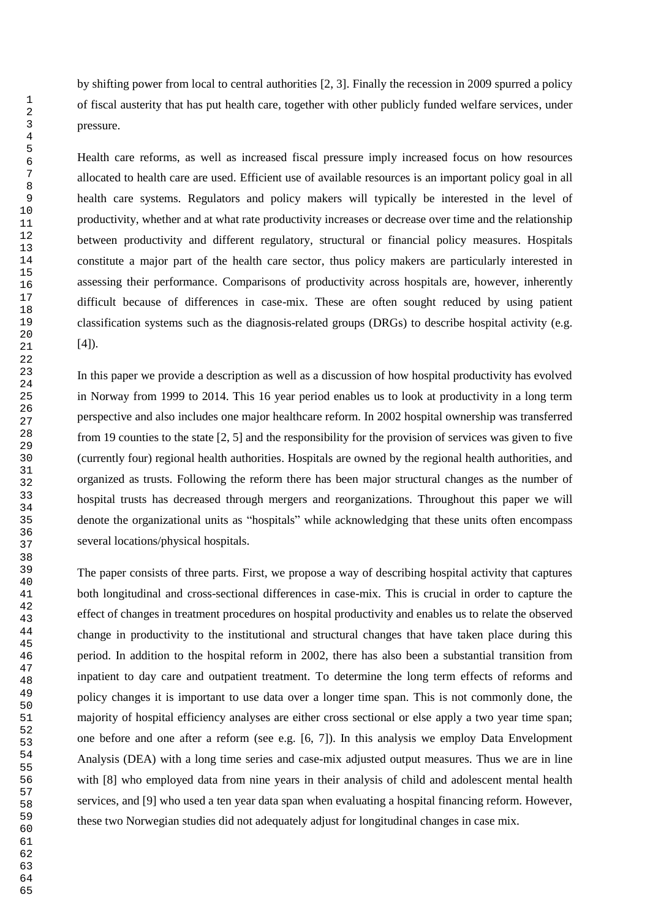by shifting power from local to central authorities [2, 3]. Finally the recession in 2009 spurred a policy of fiscal austerity that has put health care, together with other publicly funded welfare services, under pressure.

Health care reforms, as well as increased fiscal pressure imply increased focus on how resources allocated to health care are used. Efficient use of available resources is an important policy goal in all health care systems. Regulators and policy makers will typically be interested in the level of productivity, whether and at what rate productivity increases or decrease over time and the relationship between productivity and different regulatory, structural or financial policy measures. Hospitals constitute a major part of the health care sector, thus policy makers are particularly interested in assessing their performance. Comparisons of productivity across hospitals are, however, inherently difficult because of differences in case-mix. These are often sought reduced by using patient classification systems such as the diagnosis-related groups (DRGs) to describe hospital activity (e.g. [4]).

In this paper we provide a description as well as a discussion of how hospital productivity has evolved in Norway from 1999 to 2014. This 16 year period enables us to look at productivity in a long term perspective and also includes one major healthcare reform. In 2002 hospital ownership was transferred from 19 counties to the state [2, 5] and the responsibility for the provision of services was given to five (currently four) regional health authorities. Hospitals are owned by the regional health authorities, and organized as trusts. Following the reform there has been major structural changes as the number of hospital trusts has decreased through mergers and reorganizations. Throughout this paper we will denote the organizational units as "hospitals" while acknowledging that these units often encompass several locations/physical hospitals.

The paper consists of three parts. First, we propose a way of describing hospital activity that captures both longitudinal and cross-sectional differences in case-mix. This is crucial in order to capture the effect of changes in treatment procedures on hospital productivity and enables us to relate the observed change in productivity to the institutional and structural changes that have taken place during this period. In addition to the hospital reform in 2002, there has also been a substantial transition from inpatient to day care and outpatient treatment. To determine the long term effects of reforms and policy changes it is important to use data over a longer time span. This is not commonly done, the majority of hospital efficiency analyses are either cross sectional or else apply a two year time span; one before and one after a reform (see e.g. [6, 7]). In this analysis we employ Data Envelopment Analysis (DEA) with a long time series and case-mix adjusted output measures. Thus we are in line with [8] who employed data from nine years in their analysis of child and adolescent mental health services, and [9] who used a ten year data span when evaluating a hospital financing reform. However, these two Norwegian studies did not adequately adjust for longitudinal changes in case mix.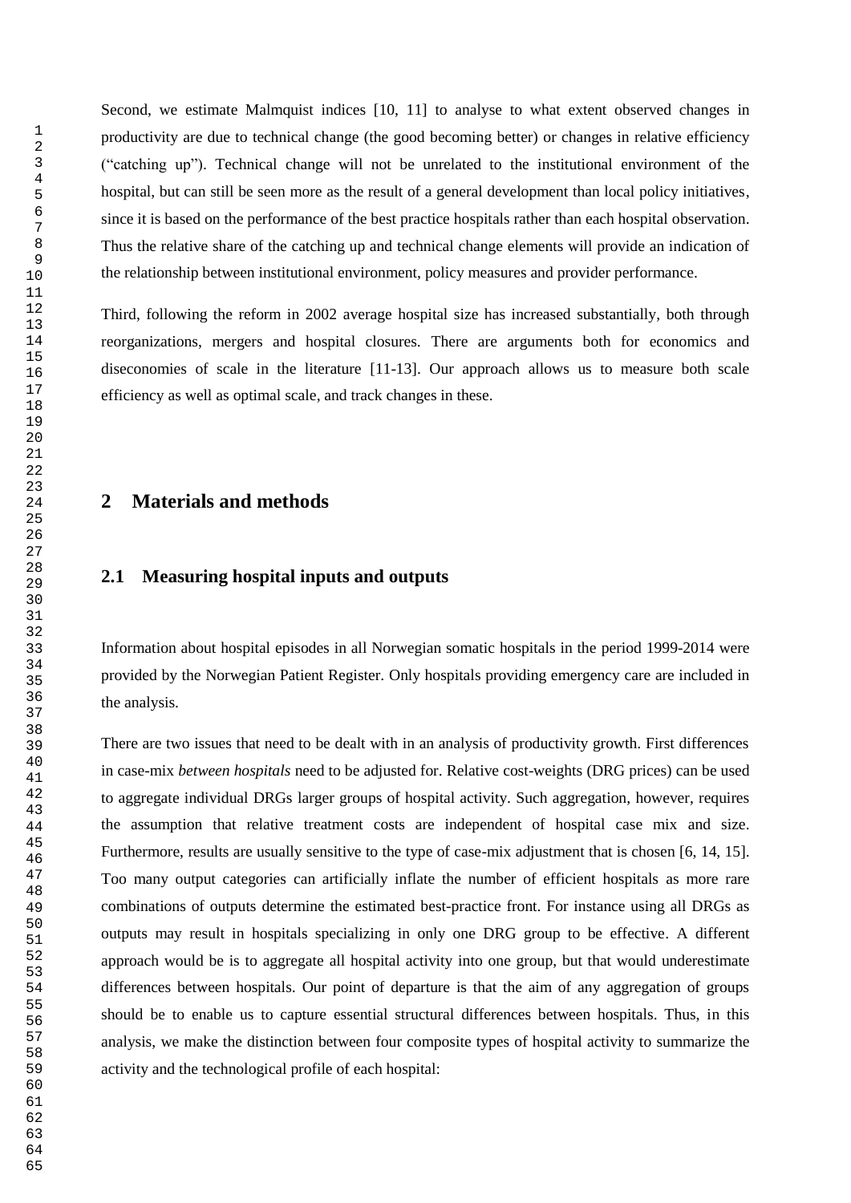Second, we estimate Malmquist indices [10, 11] to analyse to what extent observed changes in productivity are due to technical change (the good becoming better) or changes in relative efficiency ("catching up"). Technical change will not be unrelated to the institutional environment of the hospital, but can still be seen more as the result of a general development than local policy initiatives, since it is based on the performance of the best practice hospitals rather than each hospital observation. Thus the relative share of the catching up and technical change elements will provide an indication of the relationship between institutional environment, policy measures and provider performance.

Third, following the reform in 2002 average hospital size has increased substantially, both through reorganizations, mergers and hospital closures. There are arguments both for economics and diseconomies of scale in the literature [11-13]. Our approach allows us to measure both scale efficiency as well as optimal scale, and track changes in these.

# 2 Materials and methods

## 2.1 Measuring hospital inputs and outputs

Information about hospital episodes in all Norwegian somatic hospitals in the period 1999-2014 were provided by the Norwegian Patient Register. Only hospitals providing emergency care are included in the analysis.

There are two issues that need to be dealt with in an analysis of productivity growth. First differences in case-mix *between hospitals* need to be adjusted for. Relative cost-weights (DRG prices) can be used to aggregate individual DRGs larger groups of hospital activity. Such aggregation, however, requires the assumption that relative treatment costs are independent of hospital case mix and size. Furthermore, results are usually sensitive to the type of case-mix adjustment that is chosen [6, 14, 15]. Too many output categories can artificially inflate the number of efficient hospitals as more rare combinations of outputs determine the estimated best-practice front. For instance using all DRGs as outputs may result in hospitals specializing in only one DRG group to be effective. A different approach would be is to aggregate all hospital activity into one group, but that would underestimate differences between hospitals. Our point of departure is that the aim of any aggregation of groups should be to enable us to capture essential structural differences between hospitals. Thus, in this analysis, we make the distinction between four composite types of hospital activity to summarize the activity and the technological profile of each hospital: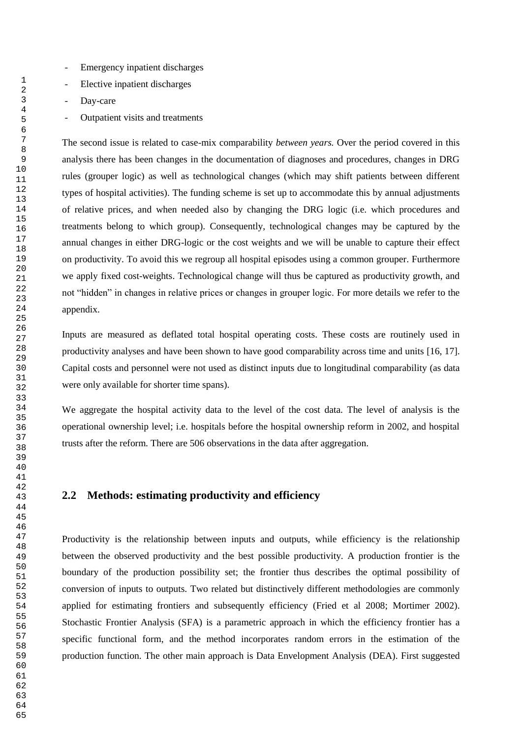- Emergency inpatient discharges
- Elective inpatient discharges
- Day-care
- Outpatient visits and treatments

The second issue is related to case-mix comparability *between years.* Over the period covered in this analysis there has been changes in the documentation of diagnoses and procedures, changes in DRG rules (grouper logic) as well as technological changes (which may shift patients between different types of hospital activities). The funding scheme is set up to accommodate this by annual adjustments of relative prices, and when needed also by changing the DRG logic (i.e. which procedures and treatments belong to which group). Consequently, technological changes may be captured by the annual changes in either DRG-logic or the cost weights and we will be unable to capture their effect on productivity. To avoid this we regroup all hospital episodes using a common grouper. Furthermore we apply fixed cost-weights. Technological change will thus be captured as productivity growth, and not "hidden" in changes in relative prices or changes in grouper logic. For more details we refer to the appendix.

Inputs are measured as deflated total hospital operating costs. These costs are routinely used in productivity analyses and have been shown to have good comparability across time and units [16, 17]. Capital costs and personnel were not used as distinct inputs due to longitudinal comparability (as data were only available for shorter time spans).

We aggregate the hospital activity data to the level of the cost data. The level of analysis is the operational ownership level; i.e. hospitals before the hospital ownership reform in 2002, and hospital trusts after the reform. There are 506 observations in the data after aggregation.

## 2.2 Methods: estimating productivity and efficiency

Productivity is the relationship between inputs and outputs, while efficiency is the relationship between the observed productivity and the best possible productivity. A production frontier is the boundary of the production possibility set; the frontier thus describes the optimal possibility of conversion of inputs to outputs. Two related but distinctively different methodologies are commonly applied for estimating frontiers and subsequently efficiency (Fried et al 2008; Mortimer 2002). Stochastic Frontier Analysis (SFA) is a parametric approach in which the efficiency frontier has a specific functional form, and the method incorporates random errors in the estimation of the production function. The other main approach is Data Envelopment Analysis (DEA). First suggested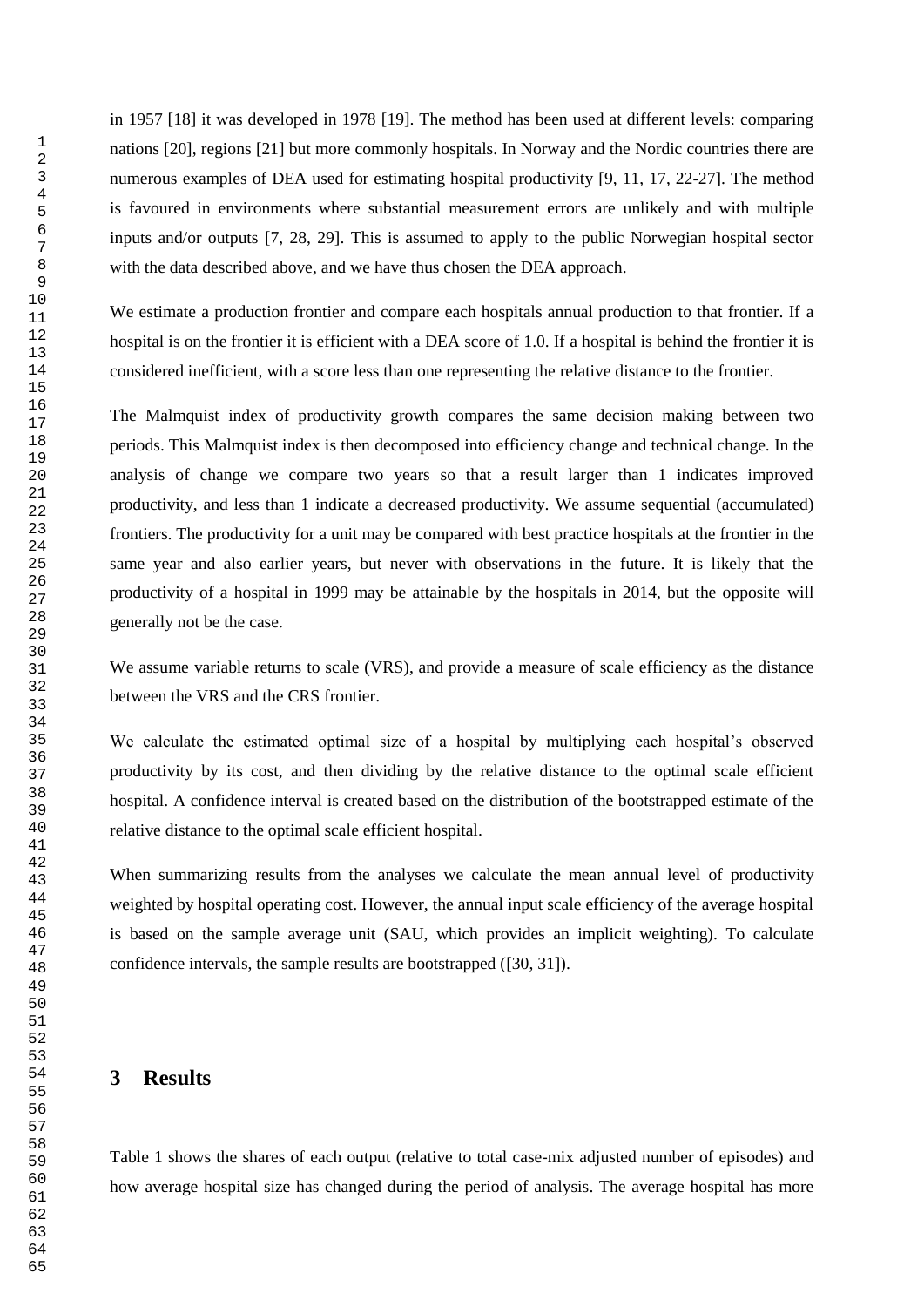in 1957 [18] it was developed in 1978 [19]. The method has been used at different levels: comparing nations [20], regions [21] but more commonly hospitals. In Norway and the Nordic countries there are numerous examples of DEA used for estimating hospital productivity [9, 11, 17, 22-27]. The method is favoured in environments where substantial measurement errors are unlikely and with multiple inputs and/or outputs [7, 28, 29]. This is assumed to apply to the public Norwegian hospital sector with the data described above, and we have thus chosen the DEA approach.

We estimate a production frontier and compare each hospitals annual production to that frontier. If a hospital is on the frontier it is efficient with a DEA score of 1.0. If a hospital is behind the frontier it is considered inefficient, with a score less than one representing the relative distance to the frontier.

The Malmquist index of productivity growth compares the same decision making between two periods. This Malmquist index is then decomposed into efficiency change and technical change. In the analysis of change we compare two years so that a result larger than 1 indicates improved productivity, and less than 1 indicate a decreased productivity. We assume sequential (accumulated) frontiers. The productivity for a unit may be compared with best practice hospitals at the frontier in the same year and also earlier years, but never with observations in the future. It is likely that the productivity of a hospital in 1999 may be attainable by the hospitals in 2014, but the opposite will generally not be the case.

We assume variable returns to scale (VRS), and provide a measure of scale efficiency as the distance between the VRS and the CRS frontier.

We calculate the estimated optimal size of a hospital by multiplying each hospital's observed productivity by its cost, and then dividing by the relative distance to the optimal scale efficient hospital. A confidence interval is created based on the distribution of the bootstrapped estimate of the relative distance to the optimal scale efficient hospital.

When summarizing results from the analyses we calculate the mean annual level of productivity weighted by hospital operating cost. However, the annual input scale efficiency of the average hospital is based on the sample average unit (SAU, which provides an implicit weighting). To calculate confidence intervals, the sample results are bootstrapped ([30, 31]).

# 3 Results

Table 1 shows the shares of each output (relative to total case-mix adjusted number of episodes) and how average hospital size has changed during the period of analysis. The average hospital has more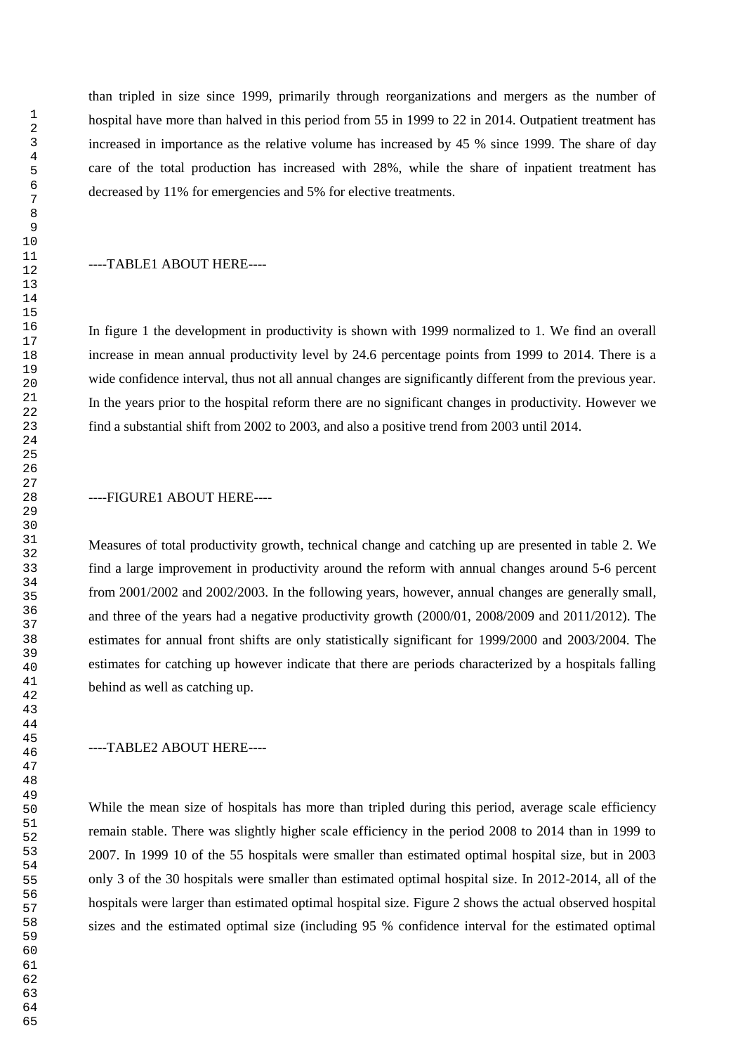than tripled in size since 1999, primarily through reorganizations and mergers as the number of hospital have more than halved in this period from 55 in 1999 to 22 in 2014. Outpatient treatment has increased in importance as the relative volume has increased by 45 % since 1999. The share of day care of the total production has increased with 28%, while the share of inpatient treatment has decreased by 11% for emergencies and 5% for elective treatments.

----TABLE1 ABOUT HERE----

In figure 1 the development in productivity is shown with 1999 normalized to 1. We find an overall increase in mean annual productivity level by 24.6 percentage points from 1999 to 2014. There is a wide confidence interval, thus not all annual changes are significantly different from the previous year. In the years prior to the hospital reform there are no significant changes in productivity. However we find a substantial shift from 2002 to 2003, and also a positive trend from 2003 until 2014.

----FIGURE1 ABOUT HERE----

Measures of total productivity growth, technical change and catching up are presented in table 2. We find a large improvement in productivity around the reform with annual changes around 5-6 percent from 2001/2002 and 2002/2003. In the following years, however, annual changes are generally small, and three of the years had a negative productivity growth (2000/01, 2008/2009 and 2011/2012). The estimates for annual front shifts are only statistically significant for 1999/2000 and 2003/2004. The estimates for catching up however indicate that there are periods characterized by a hospitals falling behind as well as catching up.

----TABLE2 ABOUT HERE----

While the mean size of hospitals has more than tripled during this period, average scale efficiency remain stable. There was slightly higher scale efficiency in the period 2008 to 2014 than in 1999 to 2007. In 1999 10 of the 55 hospitals were smaller than estimated optimal hospital size, but in 2003 only 3 of the 30 hospitals were smaller than estimated optimal hospital size. In 2012-2014, all of the hospitals were larger than estimated optimal hospital size. Figure 2 shows the actual observed hospital sizes and the estimated optimal size (including 95 % confidence interval for the estimated optimal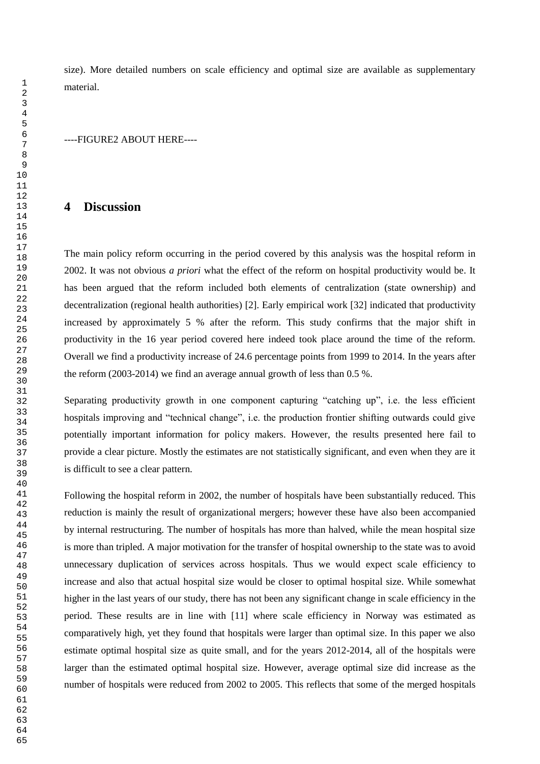size). More detailed numbers on scale efficiency and optimal size are available as supplementary material.

----FIGURE2 ABOUT HERE----

# 4 Discussion

The main policy reform occurring in the period covered by this analysis was the hospital reform in 2002. It was not obvious *a priori* what the effect of the reform on hospital productivity would be. It has been argued that the reform included both elements of centralization (state ownership) and decentralization (regional health authorities) [2]. Early empirical work [32] indicated that productivity increased by approximately 5 % after the reform. This study confirms that the major shift in productivity in the 16 year period covered here indeed took place around the time of the reform. Overall we find a productivity increase of 24.6 percentage points from 1999 to 2014. In the years after the reform (2003-2014) we find an average annual growth of less than 0.5 %.

Separating productivity growth in one component capturing "catching up", i.e. the less efficient hospitals improving and "technical change", i.e. the production frontier shifting outwards could give potentially important information for policy makers. However, the results presented here fail to provide a clear picture. Mostly the estimates are not statistically significant, and even when they are it is difficult to see a clear pattern.

Following the hospital reform in 2002, the number of hospitals have been substantially reduced. This reduction is mainly the result of organizational mergers; however these have also been accompanied by internal restructuring. The number of hospitals has more than halved, while the mean hospital size is more than tripled. A major motivation for the transfer of hospital ownership to the state was to avoid unnecessary duplication of services across hospitals. Thus we would expect scale efficiency to increase and also that actual hospital size would be closer to optimal hospital size. While somewhat higher in the last years of our study, there has not been any significant change in scale efficiency in the period. These results are in line with [11] where scale efficiency in Norway was estimated as comparatively high, yet they found that hospitals were larger than optimal size. In this paper we also estimate optimal hospital size as quite small, and for the years 2012-2014, all of the hospitals were larger than the estimated optimal hospital size. However, average optimal size did increase as the number of hospitals were reduced from 2002 to 2005. This reflects that some of the merged hospitals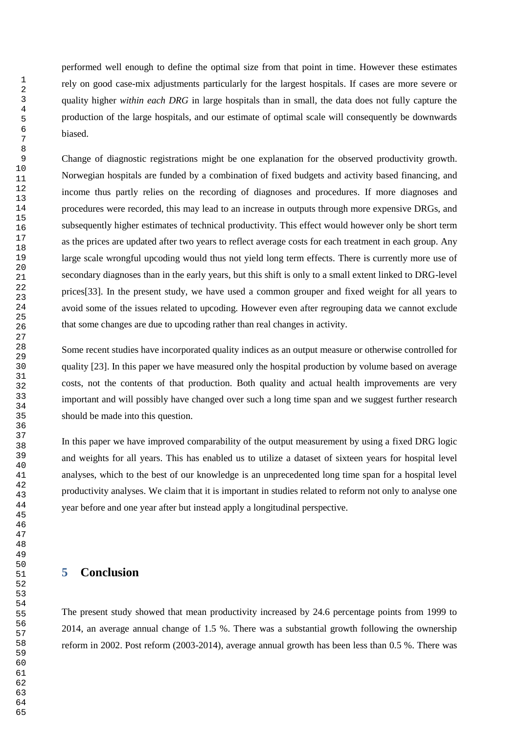performed well enough to define the optimal size from that point in time. However these estimates rely on good case-mix adjustments particularly for the largest hospitals. If cases are more severe or quality higher *within each DRG* in large hospitals than in small, the data does not fully capture the production of the large hospitals, and our estimate of optimal scale will consequently be downwards biased.

Change of diagnostic registrations might be one explanation for the observed productivity growth. Norwegian hospitals are funded by a combination of fixed budgets and activity based financing, and income thus partly relies on the recording of diagnoses and procedures. If more diagnoses and procedures were recorded, this may lead to an increase in outputs through more expensive DRGs, and subsequently higher estimates of technical productivity. This effect would however only be short term as the prices are updated after two years to reflect average costs for each treatment in each group. Any large scale wrongful upcoding would thus not yield long term effects. There is currently more use of secondary diagnoses than in the early years, but this shift is only to a small extent linked to DRG-level prices[33]. In the present study, we have used a common grouper and fixed weight for all years to avoid some of the issues related to upcoding. However even after regrouping data we cannot exclude that some changes are due to upcoding rather than real changes in activity.

Some recent studies have incorporated quality indices as an output measure or otherwise controlled for quality [23]. In this paper we have measured only the hospital production by volume based on average costs, not the contents of that production. Both quality and actual health improvements are very important and will possibly have changed over such a long time span and we suggest further research should be made into this question.

In this paper we have improved comparability of the output measurement by using a fixed DRG logic and weights for all years. This has enabled us to utilize a dataset of sixteen years for hospital level analyses, which to the best of our knowledge is an unprecedented long time span for a hospital level productivity analyses. We claim that it is important in studies related to reform not only to analyse one year before and one year after but instead apply a longitudinal perspective.

# 5 Conclusion

The present study showed that mean productivity increased by 24.6 percentage points from 1999 to 2014, an average annual change of 1.5 %. There was a substantial growth following the ownership reform in 2002. Post reform (2003-2014), average annual growth has been less than 0.5 %. There was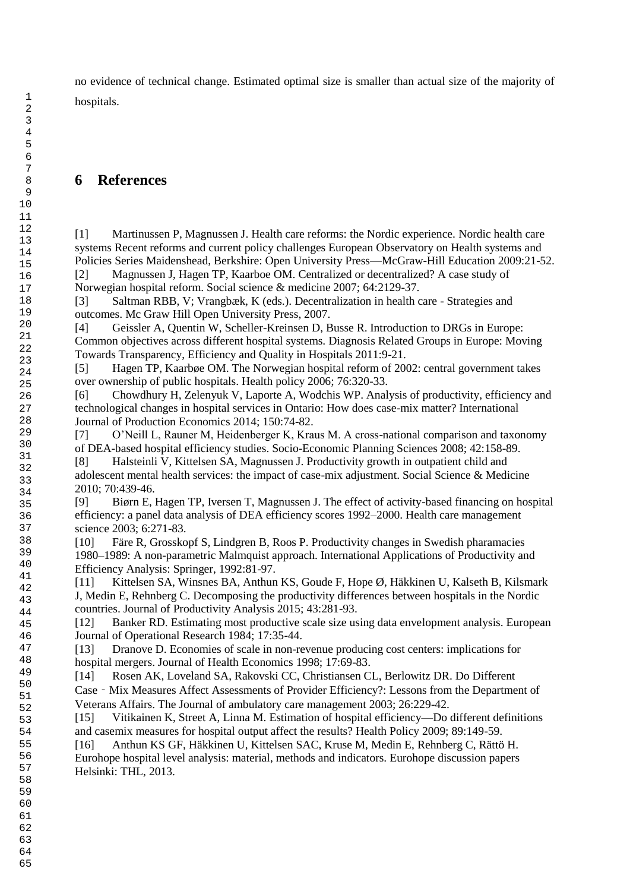no evidence of technical change. Estimated optimal size is smaller than actual size of the majority of hospitals.

# 6 References

[1] Martinussen P, Magnussen J. Health care reforms: the Nordic experience. Nordic health care systems Recent reforms and current policy challenges European Observatory on Health systems and Policies Series Maidenshead, Berkshire: Open University Press—McGraw-Hill Education 2009:21-52.

[2] Magnussen J, Hagen TP, Kaarboe OM. Centralized or decentralized? A case study of Norwegian hospital reform. Social science & medicine 2007; 64:2129-37.

[3] Saltman RBB, V; Vrangbæk, K (eds.). Decentralization in health care - Strategies and outcomes. Mc Graw Hill Open University Press, 2007.

[4] Geissler A, Quentin W, Scheller-Kreinsen D, Busse R. Introduction to DRGs in Europe: Common objectives across different hospital systems. Diagnosis Related Groups in Europe: Moving Towards Transparency, Efficiency and Quality in Hospitals 2011:9-21.

[5] Hagen TP, Kaarbøe OM. The Norwegian hospital reform of 2002: central government takes over ownership of public hospitals. Health policy 2006; 76:320-33.

[6] Chowdhury H, Zelenyuk V, Laporte A, Wodchis WP. Analysis of productivity, efficiency and technological changes in hospital services in Ontario: How does case-mix matter? International Journal of Production Economics 2014; 150:74-82.

[7] O'Neill L, Rauner M, Heidenberger K, Kraus M. A cross-national comparison and taxonomy of DEA-based hospital efficiency studies. Socio-Economic Planning Sciences 2008; 42:158-89.

[8] Halsteinli V, Kittelsen SA, Magnussen J. Productivity growth in outpatient child and adolescent mental health services: the impact of case-mix adjustment. Social Science & Medicine 2010; 70:439-46.

[9] Biørn E, Hagen TP, Iversen T, Magnussen J. The effect of activity-based financing on hospital efficiency: a panel data analysis of DEA efficiency scores 1992–2000. Health care management science 2003; 6:271-83.

[10] Färe R, Grosskopf S, Lindgren B, Roos P. Productivity changes in Swedish pharamacies 1980–1989: A non-parametric Malmquist approach. International Applications of Productivity and Efficiency Analysis: Springer, 1992:81-97.

[11] Kittelsen SA, Winsnes BA, Anthun KS, Goude F, Hope Ø, Häkkinen U, Kalseth B, Kilsmark J, Medin E, Rehnberg C. Decomposing the productivity differences between hospitals in the Nordic countries. Journal of Productivity Analysis 2015; 43:281-93.

[12] Banker RD. Estimating most productive scale size using data envelopment analysis. European Journal of Operational Research 1984; 17:35-44.

[13] Dranove D. Economies of scale in non-revenue producing cost centers: implications for hospital mergers. Journal of Health Economics 1998; 17:69-83.

[14] Rosen AK, Loveland SA, Rakovski CC, Christiansen CL, Berlowitz DR. Do Different Case‐Mix Measures Affect Assessments of Provider Efficiency?: Lessons from the Department of Veterans Affairs. The Journal of ambulatory care management 2003; 26:229-42.

[15] Vitikainen K, Street A, Linna M. Estimation of hospital efficiency—Do different definitions and casemix measures for hospital output affect the results? Health Policy 2009; 89:149-59.

[16] Anthun KS GF, Häkkinen U, Kittelsen SAC, Kruse M, Medin E, Rehnberg C, Rättö H. Eurohope hospital level analysis: material, methods and indicators. Eurohope discussion papers Helsinki: THL, 2013.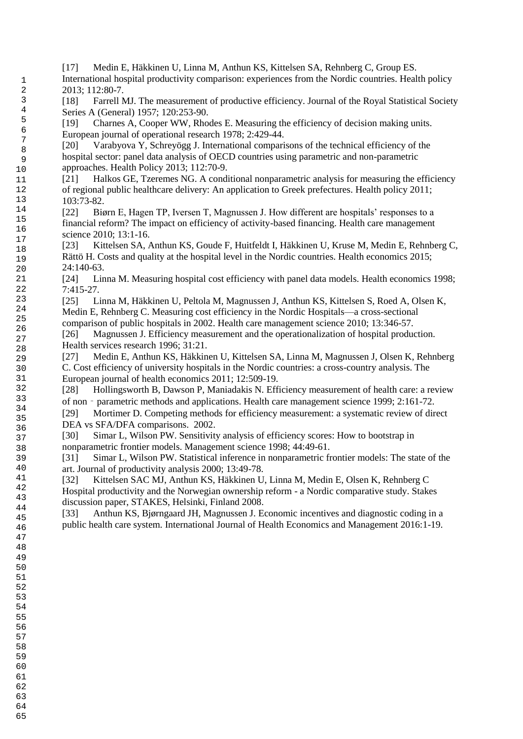[17] Medin E, Häkkinen U, Linna M, Anthun KS, Kittelsen SA, Rehnberg C, Group ES. International hospital productivity comparison: experiences from the Nordic countries. Health policy 2013; 112:80-7.

[18] Farrell MJ. The measurement of productive efficiency. Journal of the Royal Statistical Society Series A (General) 1957; 120:253-90.

[19] Charnes A, Cooper WW, Rhodes E. Measuring the efficiency of decision making units. European journal of operational research 1978; 2:429-44.

[20] Varabyova Y, Schreyögg J. International comparisons of the technical efficiency of the hospital sector: panel data analysis of OECD countries using parametric and non-parametric approaches. Health Policy 2013; 112:70-9.

[21] Halkos GE, Tzeremes NG. A conditional nonparametric analysis for measuring the efficiency of regional public healthcare delivery: An application to Greek prefectures. Health policy 2011; 103:73-82.

[22] Biørn E, Hagen TP, Iversen T, Magnussen J. How different are hospitals' responses to a financial reform? The impact on efficiency of activity-based financing. Health care management science 2010; 13:1-16.

[23] Kittelsen SA, Anthun KS, Goude F, Huitfeldt I, Häkkinen U, Kruse M, Medin E, Rehnberg C, Rättö H. Costs and quality at the hospital level in the Nordic countries. Health economics 2015; 24:140-63.

[24] Linna M. Measuring hospital cost efficiency with panel data models. Health economics 1998; 7:415-27.

[25] Linna M, Häkkinen U, Peltola M, Magnussen J, Anthun KS, Kittelsen S, Roed A, Olsen K, Medin E, Rehnberg C. Measuring cost efficiency in the Nordic Hospitals—a cross-sectional comparison of public hospitals in 2002. Health care management science 2010; 13:346-57.

[26] Magnussen J. Efficiency measurement and the operationalization of hospital production. Health services research 1996; 31:21.

[27] Medin E, Anthun KS, Häkkinen U, Kittelsen SA, Linna M, Magnussen J, Olsen K, Rehnberg C. Cost efficiency of university hospitals in the Nordic countries: a cross-country analysis. The European journal of health economics 2011; 12:509-19.

[28] Hollingsworth B, Dawson P, Maniadakis N. Efficiency measurement of health care: a review of non‐parametric methods and applications. Health care management science 1999; 2:161-72.

[29] Mortimer D. Competing methods for efficiency measurement: a systematic review of direct DEA vs SFA/DFA comparisons. 2002.

[30] Simar L, Wilson PW. Sensitivity analysis of efficiency scores: How to bootstrap in nonparametric frontier models. Management science 1998; 44:49-61.

[31] Simar L, Wilson PW. Statistical inference in nonparametric frontier models: The state of the art. Journal of productivity analysis 2000; 13:49-78.

[32] Kittelsen SAC MJ, Anthun KS, Häkkinen U, Linna M, Medin E, Olsen K, Rehnberg C Hospital productivity and the Norwegian ownership reform - a Nordic comparative study. Stakes discussion paper, STAKES, Helsinki, Finland 2008.

[33] Anthun KS, Bjørngaard JH, Magnussen J. Economic incentives and diagnostic coding in a public health care system. International Journal of Health Economics and Management 2016:1-19.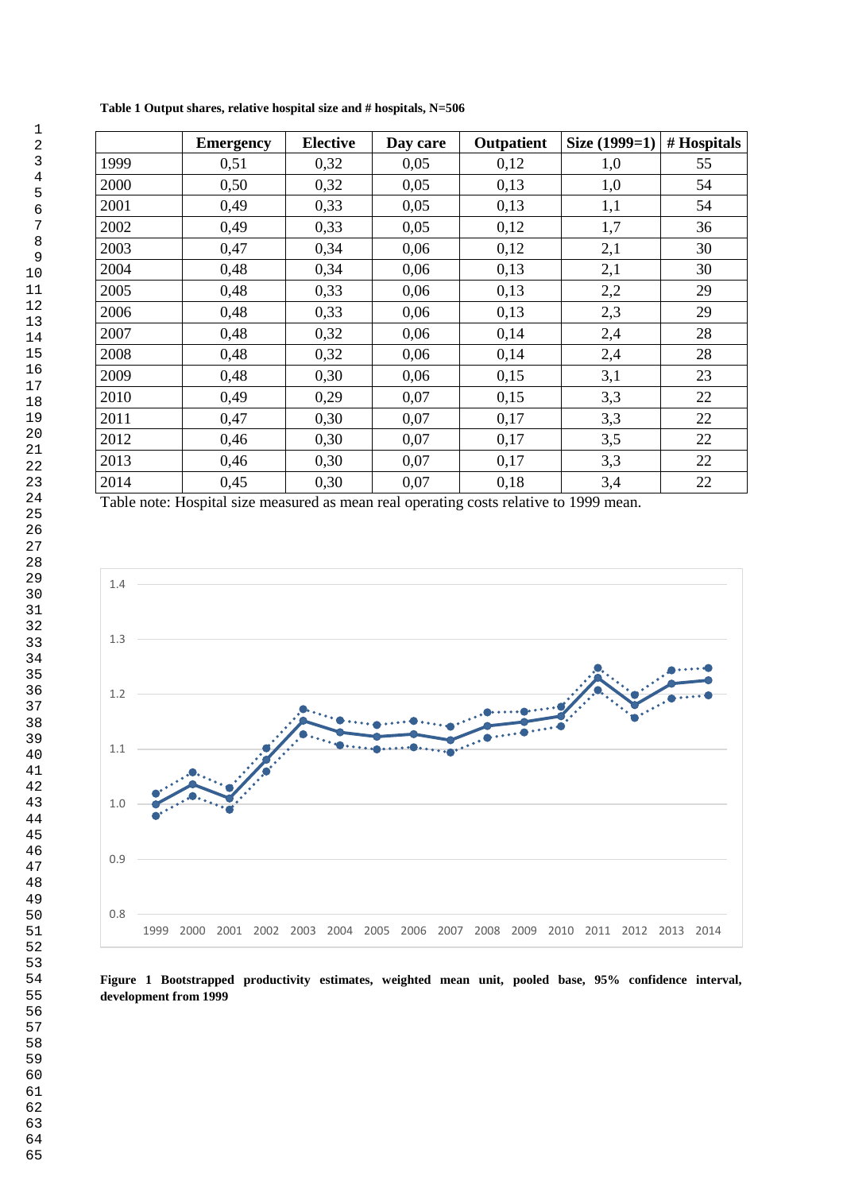**Table 1 Output shares, relative hospital size and # hospitals, N=506**

| | Emergency | Elective | Day care | Outpatient | Size (1999=1) | # Hospitals |
|---|---|---|---|---|---|---|
| 1999 | 0,51 | 0,32 | 0,05 | 0,12 | 1,0 | 55 |
| 2000 | 0,50 | 0,32 | 0,05 | 0,13 | 1,0 | 54 |
| 2001 | 0,49 | 0,33 | 0,05 | 0,13 | 1,1 | 54 |
| 2002 | 0,49 | 0,33 | 0,05 | 0,12 | 1,7 | 36 |
| 2003 | 0,47 | 0,34 | 0,06 | 0,12 | 2,1 | 30 |
| 2004 | 0,48 | 0,34 | 0,06 | 0,13 | 2,1 | 30 |
| 2005 | 0,48 | 0,33 | 0,06 | 0,13 | 2,2 | 29 |
| 2006 | 0,48 | 0,33 | 0,06 | 0,13 | 2,3 | 29 |
| 2007 | 0,48 | 0,32 | 0,06 | 0,14 | 2,4 | 28 |
| 2008 | 0,48 | 0,32 | 0,06 | 0,14 | 2,4 | 28 |
| 2009 | 0,48 | 0,30 | 0,06 | 0,15 | 3,1 | 23 |
| 2010 | 0,49 | 0,29 | 0,07 | 0,15 | 3,3 | 22 |
| 2011 | 0,47 | 0,30 | 0,07 | 0,17 | 3,3 | 22 |
| 2012 | 0,46 | 0,30 | 0,07 | 0,17 | 3,5 | 22 |
| 2013 | 0,46 | 0,30 | 0,07 | 0,17 | 3,3 | 22 |
| 2014 | 0,45 | 0,30 | 0,07 | 0,18 | 3,4 | 22 |

Table note: Hospital size measured as mean real operating costs relative to 1999 mean.

**Figure 1 Bootstrapped productivity estimates, weighted mean unit, pooled base, 95% confidence interval, development from 1999**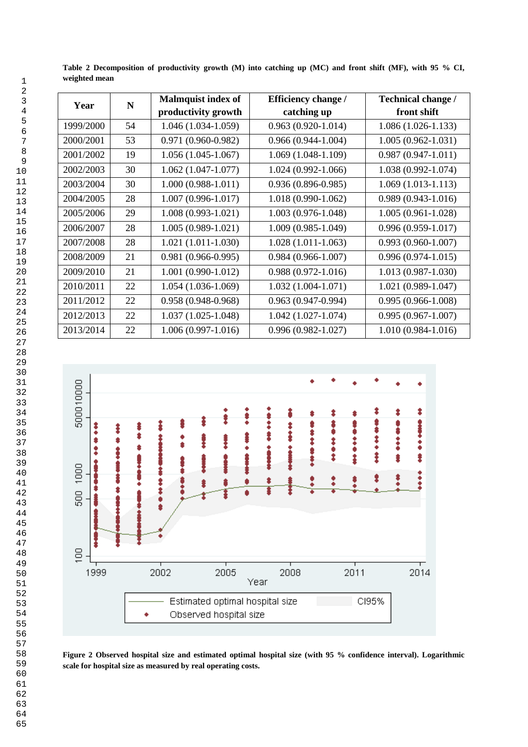**Table 2 Decomposition of productivity growth (M) into catching up (MC) and front shift (MF), with 95 % CI, weighted mean**

| Year | N | Malmquist index of productivity growth | Efficiency change / catching up | Technical change / front shift |
|---|---|---|---|---|
| 1999/2000 | 54 | 1.046 (1.034-1.059) | 0.963 (0.920-1.014) | 1.086 (1.026-1.133) |
| 2000/2001 | 53 | 0.971 (0.960-0.982) | 0.966 (0.944-1.004) | 1.005 (0.962-1.031) |
| 2001/2002 | 19 | 1.056 (1.045-1.067) | 1.069 (1.048-1.109) | 0.987 (0.947-1.011) |
| 2002/2003 | 30 | 1.062 (1.047-1.077) | 1.024 (0.992-1.066) | 1.038 (0.992-1.074) |
| 2003/2004 | 30 | 1.000 (0.988-1.011) | 0.936 (0.896-0.985) | 1.069 (1.013-1.113) |
| 2004/2005 | 28 | 1.007 (0.996-1.017) | 1.018 (0.990-1.062) | 0.989 (0.943-1.016) |
| 2005/2006 | 29 | 1.008 (0.993-1.021) | 1.003 (0.976-1.048) | 1.005 (0.961-1.028) |
| 2006/2007 | 28 | 1.005 (0.989-1.021) | 1.009 (0.985-1.049) | 0.996 (0.959-1.017) |
| 2007/2008 | 28 | 1.021 (1.011-1.030) | 1.028 (1.011-1.063) | 0.993 (0.960-1.007) |
| 2008/2009 | 21 | 0.981 (0.966-0.995) | 0.984 (0.966-1.007) | 0.996 (0.974-1.015) |
| 2009/2010 | 21 | 1.001 (0.990-1.012) | 0.988 (0.972-1.016) | 1.013 (0.987-1.030) |
| 2010/2011 | 22 | 1.054 (1.036-1.069) | 1.032 (1.004-1.071) | 1.021 (0.989-1.047) |
| 2011/2012 | 22 | 0.958 (0.948-0.968) | 0.963 (0.947-0.994) | 0.995 (0.966-1.008) |
| 2012/2013 | 22 | 1.037 (1.025-1.048) | 1.042 (1.027-1.074) | 0.995 (0.967-1.007) |
| 2013/2014 | 22 | 1.006 (0.997-1.016) | 0.996 (0.982-1.027) | 1.010 (0.984-1.016) |

100
500
1000
5000
10000
1999
2002
2005
2008
2011
2014
Year
Estimated optimal hospital size
CI95%
Observed hospital size

**Figure 2 Observed hospital size and estimated optimal hospital size (with 95 % confidence interval). Logarithmic scale for hospital size as measured by real operating costs.**